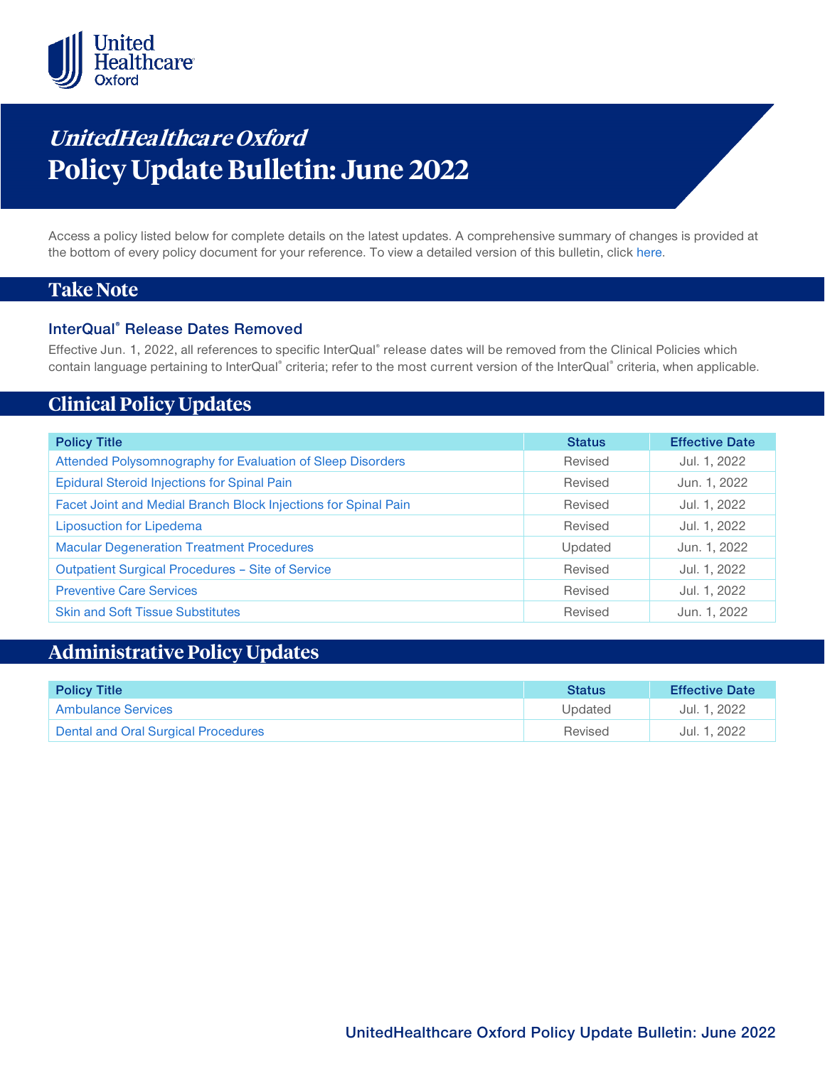# *UnitedHealthcare Oxford*

# Policy Update Bulletin: June 2022

Access a policy listed below for complete details on the latest updates. A comprehensive summary of changes is provided at the bottom of every policy document for your reference. To view a detailed version of this bulletin, click here.

## Take Note

### InterQual® Release Dates Removed

Effective Jun. 1, 2022, all references to specific InterQual® release dates will be removed from the Clinical Policies which contain language pertaining to InterQual® criteria; refer to the most current version of the InterQual® criteria, when applicable.

## Clinical Policy Updates

| Policy Title | Status | Effective Date |
|---|---|---|
| Attended Polysomnography for Evaluation of Sleep Disorders | Revised | Jul. 1, 2022 |
| Epidural Steroid Injections for Spinal Pain | Revised | Jun. 1, 2022 |
| Facet Joint and Medial Branch Block Injections for Spinal Pain | Revised | Jul. 1, 2022 |
| Liposuction for Lipedema | Revised | Jul. 1, 2022 |
| Macular Degeneration Treatment Procedures | Updated | Jun. 1, 2022 |
| Outpatient Surgical Procedures – Site of Service | Revised | Jul. 1, 2022 |
| Preventive Care Services | Revised | Jul. 1, 2022 |
| Skin and Soft Tissue Substitutes | Revised | Jun. 1, 2022 |

## Administrative Policy Updates

| Policy Title | Status | Effective Date |
|---|---|---|
| Ambulance Services | Updated | Jul. 1, 2022 |
| Dental and Oral Surgical Procedures | Revised | Jul. 1, 2022 |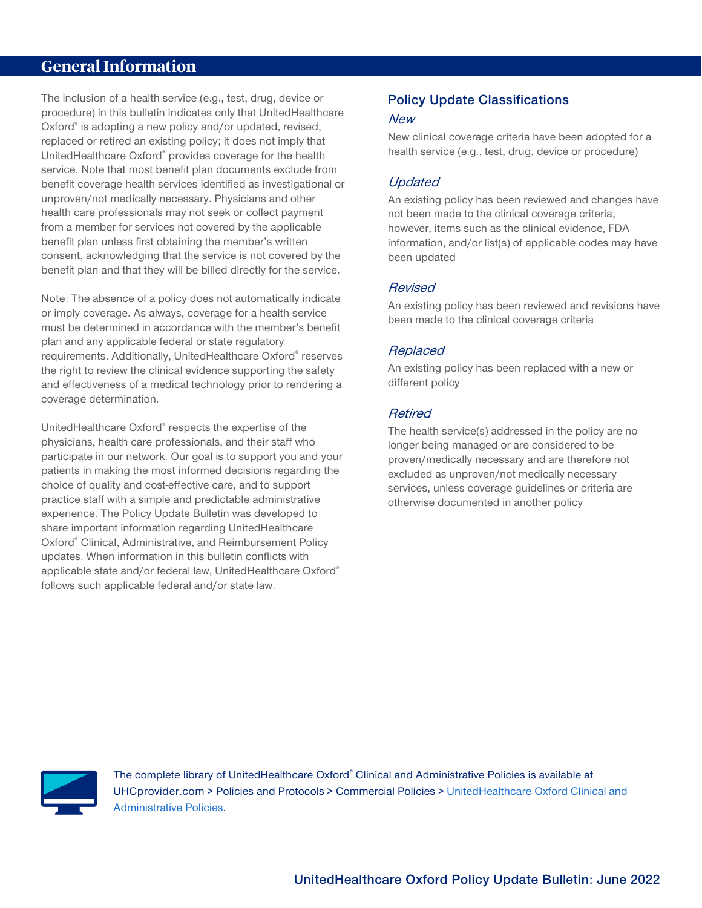## General Information

The inclusion of a health service (e.g., test, drug, device or procedure) in this bulletin indicates only that UnitedHealthcare Oxford® is adopting a new policy and/or updated, revised, replaced or retired an existing policy; it does not imply that UnitedHealthcare Oxford® provides coverage for the health service. Note that most benefit plan documents exclude from benefit coverage health services identified as investigational or unproven/not medically necessary. Physicians and other health care professionals may not seek or collect payment from a member for services not covered by the applicable benefit plan unless first obtaining the member's written consent, acknowledging that the service is not covered by the benefit plan and that they will be billed directly for the service.

Note: The absence of a policy does not automatically indicate or imply coverage. As always, coverage for a health service must be determined in accordance with the member's benefit plan and any applicable federal or state regulatory requirements. Additionally, UnitedHealthcare Oxford® reserves the right to review the clinical evidence supporting the safety and effectiveness of a medical technology prior to rendering a coverage determination.

UnitedHealthcare Oxford® respects the expertise of the physicians, health care professionals, and their staff who participate in our network. Our goal is to support you and your patients in making the most informed decisions regarding the choice of quality and cost-effective care, and to support practice staff with a simple and predictable administrative experience. The Policy Update Bulletin was developed to share important information regarding UnitedHealthcare Oxford® Clinical, Administrative, and Reimbursement Policy updates. When information in this bulletin conflicts with applicable state and/or federal law, UnitedHealthcare Oxford® follows such applicable federal and/or state law.

### Policy Update Classifications

#### *New*

New clinical coverage criteria have been adopted for a health service (e.g., test, drug, device or procedure)

#### *Updated*

An existing policy has been reviewed and changes have not been made to the clinical coverage criteria; however, items such as the clinical evidence, FDA information, and/or list(s) of applicable codes may have been updated

#### *Revised*

An existing policy has been reviewed and revisions have been made to the clinical coverage criteria

#### *Replaced*

An existing policy has been replaced with a new or different policy

#### *Retired*

The health service(s) addressed in the policy are no longer being managed or are considered to be proven/medically necessary and are therefore not excluded as unproven/not medically necessary services, unless coverage guidelines or criteria are otherwise documented in another policy

The complete library of UnitedHealthcare Oxford® Clinical and Administrative Policies is available at UHCprovider.com > Policies and Protocols > Commercial Policies > UnitedHealthcare Oxford Clinical and Administrative Policies.